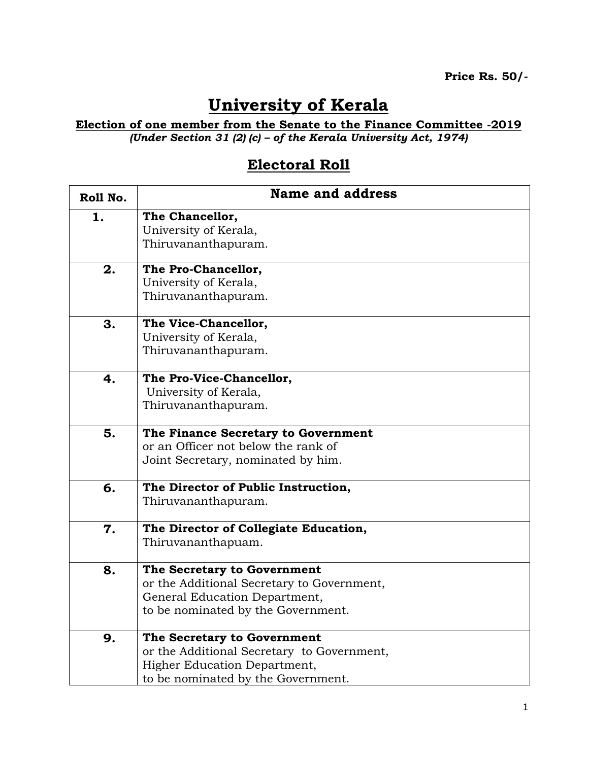**Price Rs. 50/-**

# University of Kerala

**Election of one member from the Senate to the Finance Committee -2019**

***(Under Section 31 (2) (c) – of the Kerala University Act, 1974)***

## Electoral Roll

| Roll No. | Name and address |
|---|---|
| 1. | **The Chancellor,**<br>University of Kerala,<br>Thiruvananthapuram. |
| 2. | **The Pro-Chancellor,**<br>University of Kerala,<br>Thiruvananthapuram. |
| 3. | **The Vice-Chancellor,**<br>University of Kerala,<br>Thiruvananthapuram. |
| 4. | **The Pro-Vice-Chancellor,**<br>University of Kerala,<br>Thiruvananthapuram. |
| 5. | **The Finance Secretary to Government**<br>or an Officer not below the rank of<br>Joint Secretary, nominated by him. |
| 6. | **The Director of Public Instruction,**<br>Thiruvananthapuram. |
| 7. | **The Director of Collegiate Education,**<br>Thiruvananthapuam. |
| 8. | **The Secretary to Government**<br>or the Additional Secretary to Government,<br>General Education Department,<br>to be nominated by the Government. |
| 9. | **The Secretary to Government**<br>or the Additional Secretary to Government,<br>Higher Education Department,<br>to be nominated by the Government. |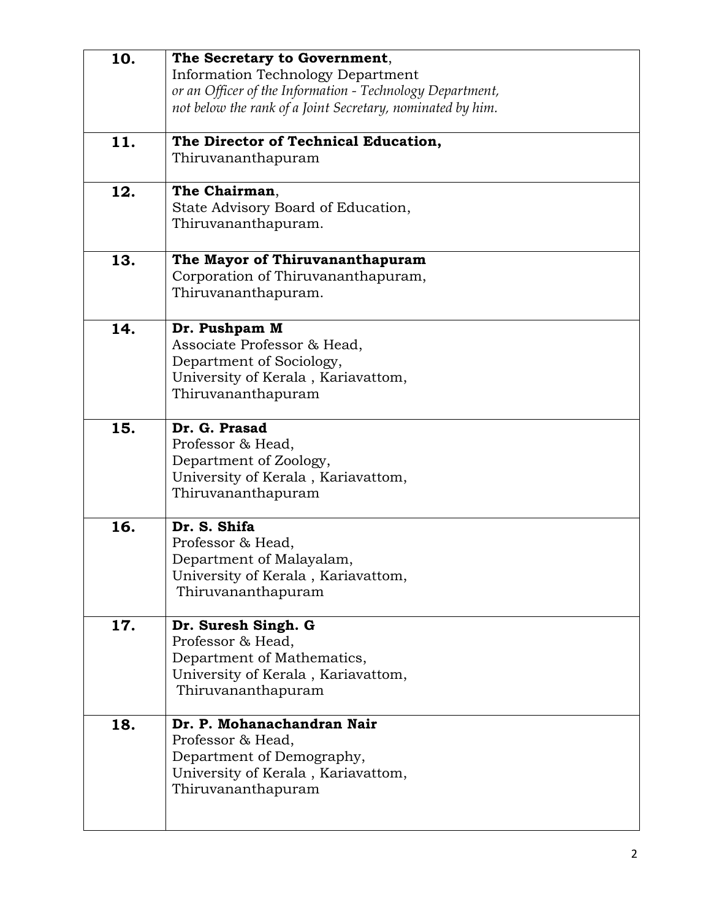| | |
|---|---|
| **10.** | **The Secretary to Government**,<br>Information Technology Department<br>*or an Officer of the Information - Technology Department, not below the rank of a Joint Secretary, nominated by him.* |
| **11.** | **The Director of Technical Education,**<br>Thiruvananthapuram |
| **12.** | **The Chairman**,<br>State Advisory Board of Education,<br>Thiruvananthapuram. |
| **13.** | **The Mayor of Thiruvananthapuram**<br>Corporation of Thiruvananthapuram,<br>Thiruvananthapuram. |
| **14.** | **Dr. Pushpam M**<br>Associate Professor & Head,<br>Department of Sociology,<br>University of Kerala , Kariavattom,<br>Thiruvananthapuram |
| **15.** | **Dr. G. Prasad**<br>Professor & Head,<br>Department of Zoology,<br>University of Kerala , Kariavattom,<br>Thiruvananthapuram |
| **16.** | **Dr. S. Shifa**<br>Professor & Head,<br>Department of Malayalam,<br>University of Kerala , Kariavattom,<br>Thiruvananthapuram |
| **17.** | **Dr. Suresh Singh. G**<br>Professor & Head,<br>Department of Mathematics,<br>University of Kerala , Kariavattom,<br>Thiruvananthapuram |
| **18.** | **Dr. P. Mohanachandran Nair**<br>Professor & Head,<br>Department of Demography,<br>University of Kerala , Kariavattom,<br>Thiruvananthapuram |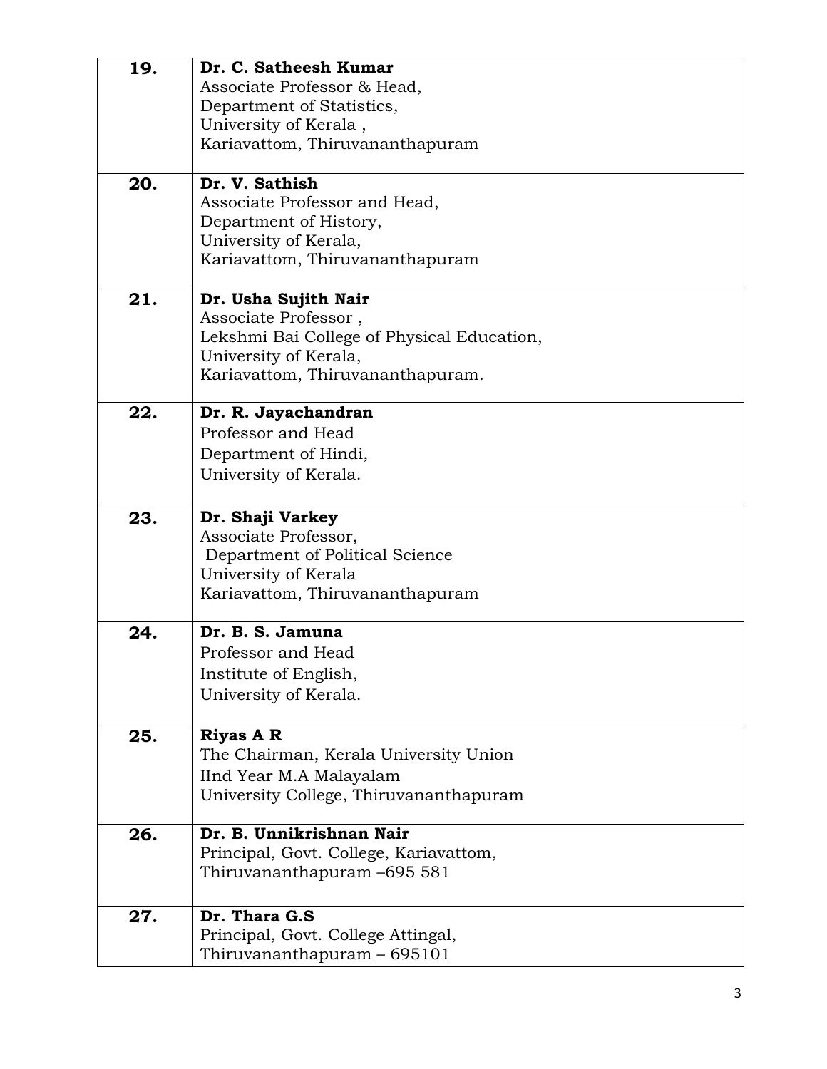| | |
|---|---|
| **19.** | **Dr. C. Satheesh Kumar**<br>Associate Professor & Head,<br>Department of Statistics,<br>University of Kerala ,<br>Kariavattom, Thiruvananthapuram |
| **20.** | **Dr. V. Sathish**<br>Associate Professor and Head,<br>Department of History,<br>University of Kerala,<br>Kariavattom, Thiruvananthapuram |
| **21.** | **Dr. Usha Sujith Nair**<br>Associate Professor ,<br>Lekshmi Bai College of Physical Education,<br>University of Kerala,<br>Kariavattom, Thiruvananthapuram. |
| **22.** | **Dr. R. Jayachandran**<br>Professor and Head<br>Department of Hindi,<br>University of Kerala. |
| **23.** | **Dr. Shaji Varkey**<br>Associate Professor,<br>Department of Political Science<br>University of Kerala<br>Kariavattom, Thiruvananthapuram |
| **24.** | **Dr. B. S. Jamuna**<br>Professor and Head<br>Institute of English,<br>University of Kerala. |
| **25.** | **Riyas A R**<br>The Chairman, Kerala University Union<br>IInd Year M.A Malayalam<br>University College, Thiruvananthapuram |
| **26.** | **Dr. B. Unnikrishnan Nair**<br>Principal, Govt. College, Kariavattom,<br>Thiruvananthapuram –695 581 |
| **27.** | **Dr. Thara G.S**<br>Principal, Govt. College Attingal,<br>Thiruvananthapuram – 695101 |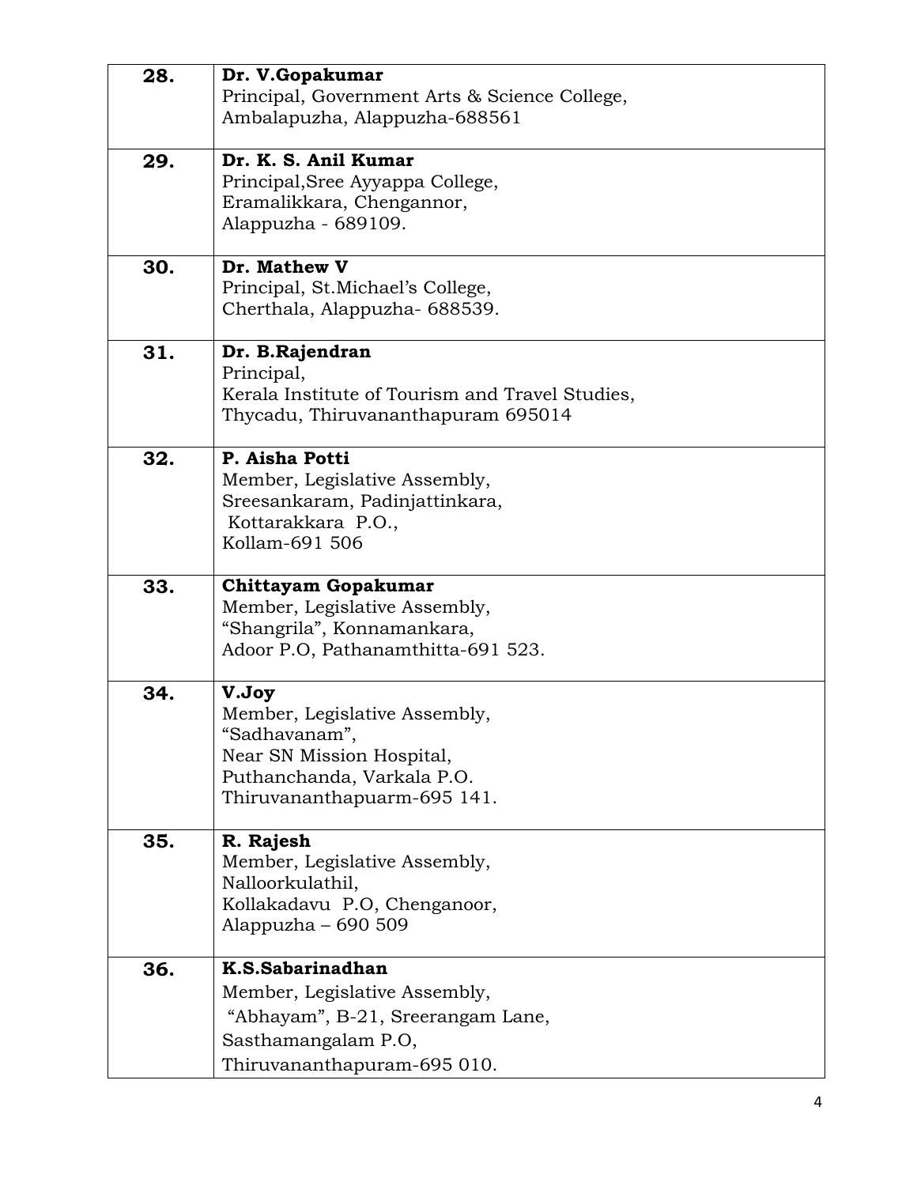| | |
|---|---|
| **28.** | **Dr. V.Gopakumar**<br>Principal, Government Arts & Science College,<br>Ambalapuzha, Alappuzha-688561 |
| **29.** | **Dr. K. S. Anil Kumar**<br>Principal,Sree Ayyappa College,<br>Eramalikkara, Chengannor,<br>Alappuzha - 689109. |
| **30.** | **Dr. Mathew V**<br>Principal, St.Michael's College,<br>Cherthala, Alappuzha- 688539. |
| **31.** | **Dr. B.Rajendran**<br>Principal,<br>Kerala Institute of Tourism and Travel Studies,<br>Thycadu, Thiruvananthapuram 695014 |
| **32.** | **P. Aisha Potti**<br>Member, Legislative Assembly,<br>Sreesankaram, Padinjattinkara,<br>Kottarakkara P.O.,<br>Kollam-691 506 |
| **33.** | **Chittayam Gopakumar**<br>Member, Legislative Assembly,<br>"Shangrila", Konnamankara,<br>Adoor P.O, Pathanamthitta-691 523. |
| **34.** | **V.Joy**<br>Member, Legislative Assembly,<br>"Sadhavanam",<br>Near SN Mission Hospital,<br>Puthanchanda, Varkala P.O.<br>Thiruvananthapuarm-695 141. |
| **35.** | **R. Rajesh**<br>Member, Legislative Assembly,<br>Nalloorkulathil,<br>Kollakadavu P.O, Chenganoor,<br>Alappuzha – 690 509 |
| **36.** | **K.S.Sabarinadhan**<br>Member, Legislative Assembly,<br>"Abhayam", B-21, Sreerangam Lane,<br>Sasthamangalam P.O,<br>Thiruvananthapuram-695 010. |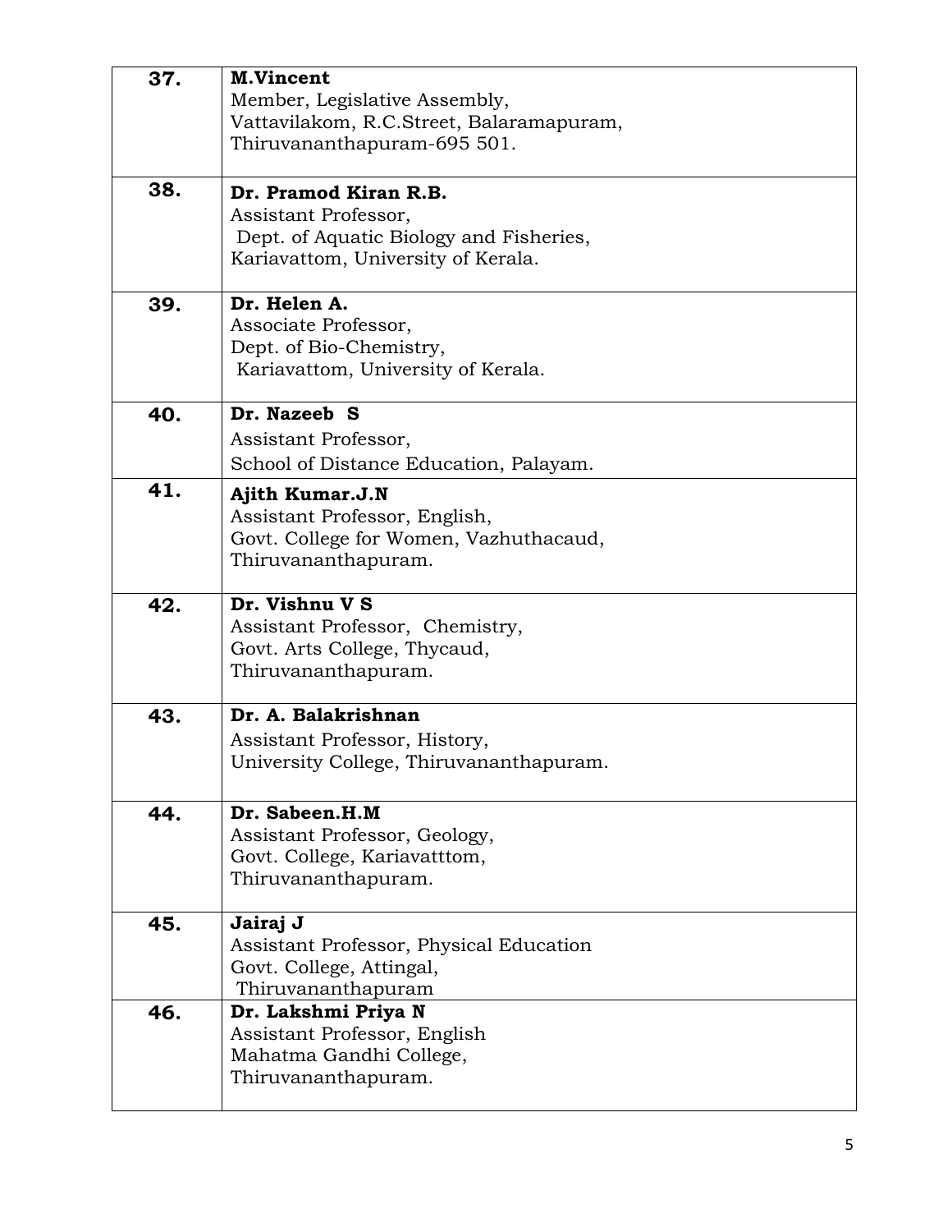| | |
|---|---|
| **37.** | **M.Vincent**<br>Member, Legislative Assembly,<br>Vattavilakom, R.C.Street, Balaramapuram,<br>Thiruvananthapuram-695 501. |
| **38.** | **Dr. Pramod Kiran R.B.**<br>Assistant Professor,<br>Dept. of Aquatic Biology and Fisheries,<br>Kariavattom, University of Kerala. |
| **39.** | **Dr. Helen A.**<br>Associate Professor,<br>Dept. of Bio-Chemistry,<br>Kariavattom, University of Kerala. |
| **40.** | **Dr. Nazeeb S**<br>Assistant Professor,<br>School of Distance Education, Palayam. |
| **41.** | **Ajith Kumar.J.N**<br>Assistant Professor, English,<br>Govt. College for Women, Vazhuthacaud,<br>Thiruvananthapuram. |
| **42.** | **Dr. Vishnu V S**<br>Assistant Professor, Chemistry,<br>Govt. Arts College, Thycaud,<br>Thiruvananthapuram. |
| **43.** | **Dr. A. Balakrishnan**<br>Assistant Professor, History,<br>University College, Thiruvananthapuram. |
| **44.** | **Dr. Sabeen.H.M**<br>Assistant Professor, Geology,<br>Govt. College, Kariavatttom,<br>Thiruvananthapuram. |
| **45.** | **Jairaj J**<br>Assistant Professor, Physical Education<br>Govt. College, Attingal,<br>Thiruvananthapuram |
| **46.** | **Dr. Lakshmi Priya N**<br>Assistant Professor, English<br>Mahatma Gandhi College,<br>Thiruvananthapuram. |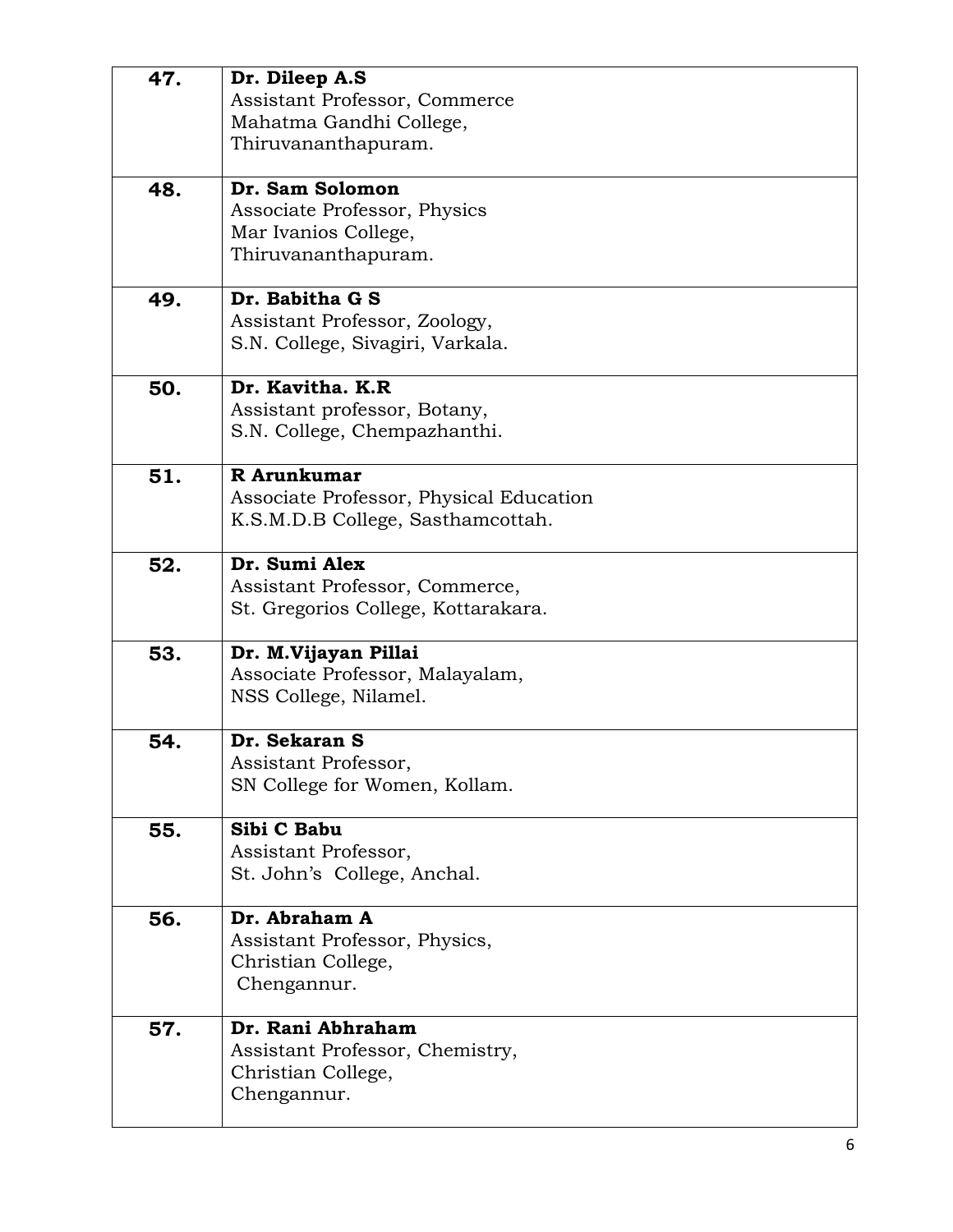| | |
|---|---|
| **47.** | **Dr. Dileep A.S**<br>Assistant Professor, Commerce<br>Mahatma Gandhi College,<br>Thiruvananthapuram. |
| **48.** | **Dr. Sam Solomon**<br>Associate Professor, Physics<br>Mar Ivanios College,<br>Thiruvananthapuram. |
| **49.** | **Dr. Babitha G S**<br>Assistant Professor, Zoology,<br>S.N. College, Sivagiri, Varkala. |
| **50.** | **Dr. Kavitha. K.R**<br>Assistant professor, Botany,<br>S.N. College, Chempazhanthi. |
| **51.** | **R Arunkumar**<br>Associate Professor, Physical Education<br>K.S.M.D.B College, Sasthamcottah. |
| **52.** | **Dr. Sumi Alex**<br>Assistant Professor, Commerce,<br>St. Gregorios College, Kottarakara. |
| **53.** | **Dr. M.Vijayan Pillai**<br>Associate Professor, Malayalam,<br>NSS College, Nilamel. |
| **54.** | **Dr. Sekaran S**<br>Assistant Professor,<br>SN College for Women, Kollam. |
| **55.** | **Sibi C Babu**<br>Assistant Professor,<br>St. John's College, Anchal. |
| **56.** | **Dr. Abraham A**<br>Assistant Professor, Physics,<br>Christian College,<br>Chengannur. |
| **57.** | **Dr. Rani Abhraham**<br>Assistant Professor, Chemistry,<br>Christian College,<br>Chengannur. |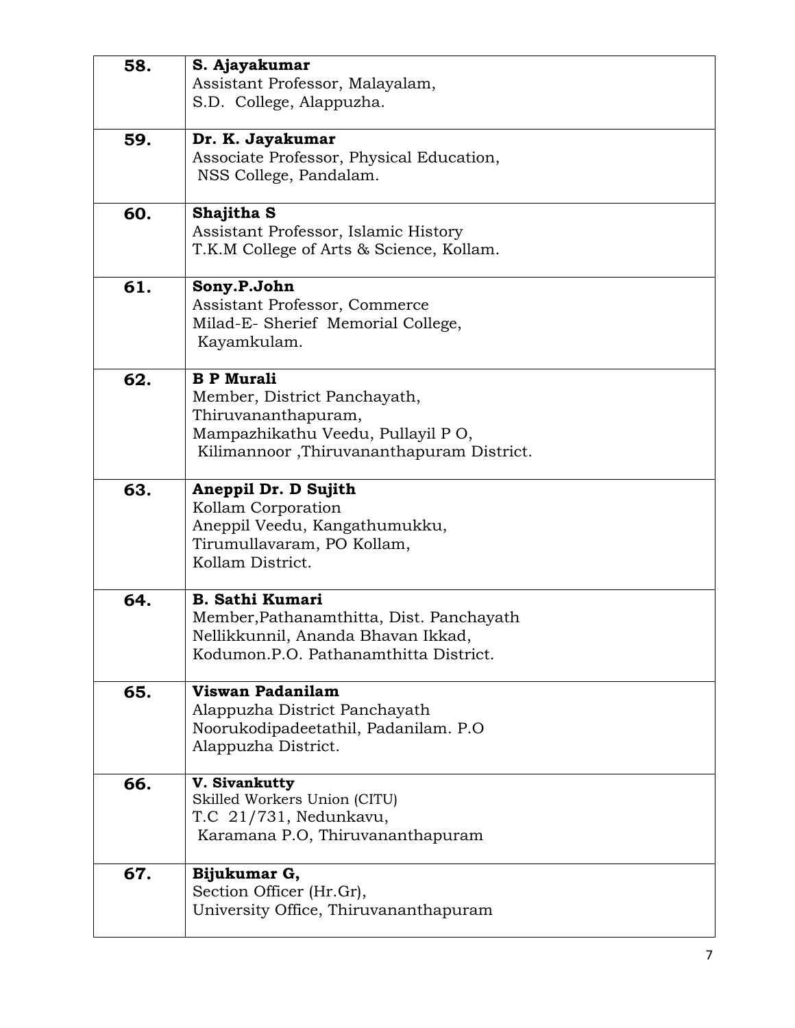| | |
|---|---|
| **58.** | **S. Ajayakumar**<br>Assistant Professor, Malayalam,<br>S.D. College, Alappuzha. |
| **59.** | **Dr. K. Jayakumar**<br>Associate Professor, Physical Education,<br>NSS College, Pandalam. |
| **60.** | **Shajitha S**<br>Assistant Professor, Islamic History<br>T.K.M College of Arts & Science, Kollam. |
| **61.** | **Sony.P.John**<br>Assistant Professor, Commerce<br>Milad-E- Sherief Memorial College,<br>Kayamkulam. |
| **62.** | **B P Murali**<br>Member, District Panchayath,<br>Thiruvananthapuram,<br>Mampazhikathu Veedu, Pullayil P O,<br>Kilimannoor ,Thiruvananthapuram District. |
| **63.** | **Aneppil Dr. D Sujith**<br>Kollam Corporation<br>Aneppil Veedu, Kangathumukku,<br>Tirumullavaram, PO Kollam,<br>Kollam District. |
| **64.** | **B. Sathi Kumari**<br>Member,Pathanamthitta, Dist. Panchayath<br>Nellikkunnil, Ananda Bhavan Ikkad,<br>Kodumon.P.O. Pathanamthitta District. |
| **65.** | **Viswan Padanilam**<br>Alappuzha District Panchayath<br>Noorukodipadeetathil, Padanilam. P.O<br>Alappuzha District. |
| **66.** | **V. Sivankutty**<br>Skilled Workers Union (CITU)<br>T.C 21/731, Nedunkavu,<br>Karamana P.O, Thiruvananthapuram |
| **67.** | **Bijukumar G,**<br>Section Officer (Hr.Gr),<br>University Office, Thiruvananthapuram |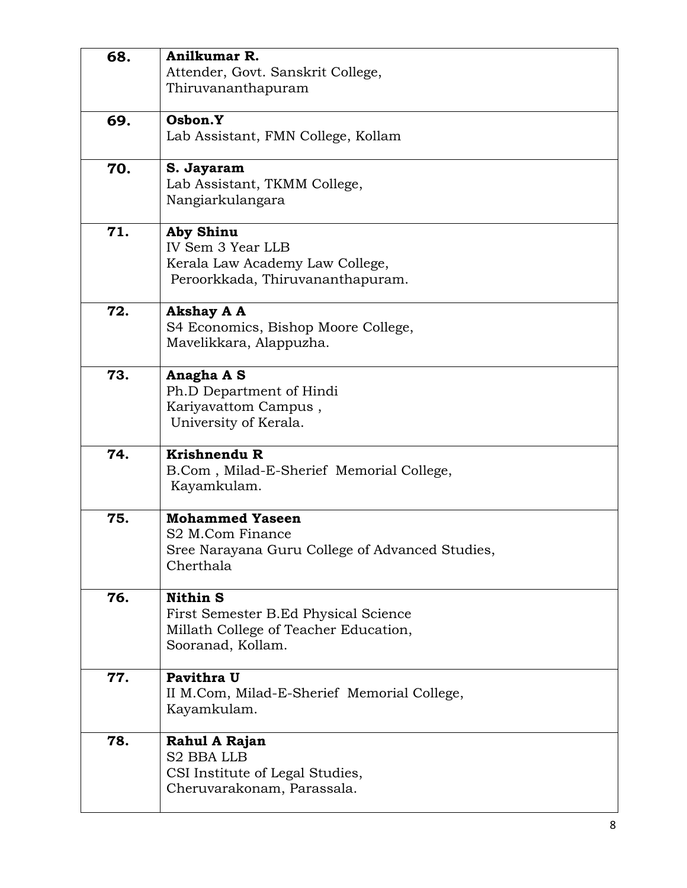| | |
|---|---|
| **68.** | **Anilkumar R.**<br>Attender, Govt. Sanskrit College,<br>Thiruvananthapuram |
| **69.** | **Osbon.Y**<br>Lab Assistant, FMN College, Kollam |
| **70.** | **S. Jayaram**<br>Lab Assistant, TKMM College,<br>Nangiarkulangara |
| **71.** | **Aby Shinu**<br>IV Sem 3 Year LLB<br>Kerala Law Academy Law College,<br>Peroorkkada, Thiruvananthapuram. |
| **72.** | **Akshay A A**<br>S4 Economics, Bishop Moore College,<br>Mavelikkara, Alappuzha. |
| **73.** | **Anagha A S**<br>Ph.D Department of Hindi<br>Kariyavattom Campus ,<br>University of Kerala. |
| **74.** | **Krishnendu R**<br>B.Com , Milad-E-Sherief Memorial College,<br>Kayamkulam. |
| **75.** | **Mohammed Yaseen**<br>S2 M.Com Finance<br>Sree Narayana Guru College of Advanced Studies,<br>Cherthala |
| **76.** | **Nithin S**<br>First Semester B.Ed Physical Science<br>Millath College of Teacher Education,<br>Sooranad, Kollam. |
| **77.** | **Pavithra U**<br>II M.Com, Milad-E-Sherief Memorial College,<br>Kayamkulam. |
| **78.** | **Rahul A Rajan**<br>S2 BBA LLB<br>CSI Institute of Legal Studies,<br>Cheruvarakonam, Parassala. |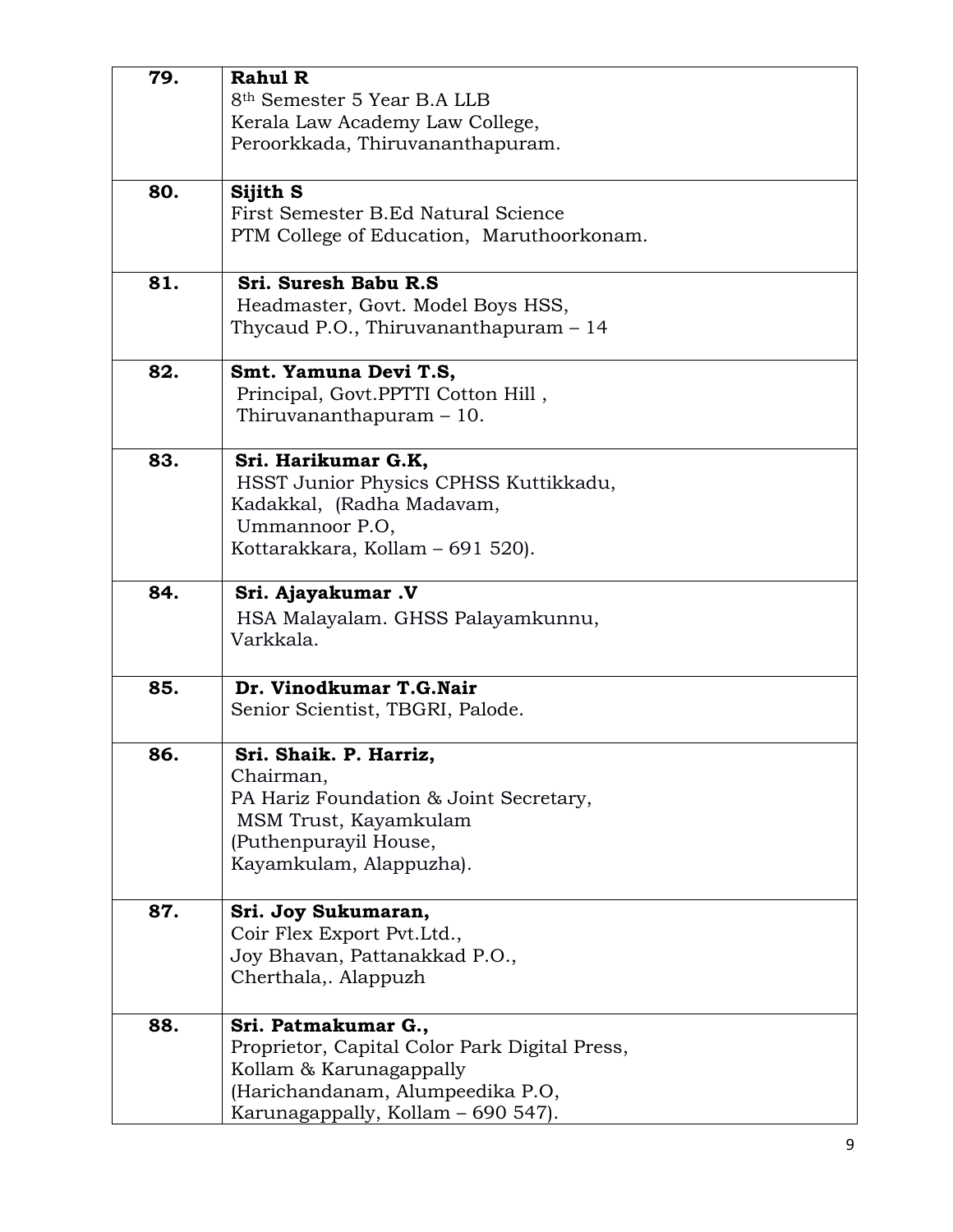| | |
|---|---|
| **79.** | **Rahul R**<br>8th Semester 5 Year B.A LLB<br>Kerala Law Academy Law College,<br>Peroorkkada, Thiruvananthapuram. |
| **80.** | **Sijith S**<br>First Semester B.Ed Natural Science<br>PTM College of Education, Maruthoorkonam. |
| **81.** | **Sri. Suresh Babu R.S**<br>Headmaster, Govt. Model Boys HSS,<br>Thycaud P.O., Thiruvananthapuram – 14 |
| **82.** | **Smt. Yamuna Devi T.S,**<br>Principal, Govt.PPTTI Cotton Hill ,<br>Thiruvananthapuram – 10. |
| **83.** | **Sri. Harikumar G.K,**<br>HSST Junior Physics CPHSS Kuttikkadu,<br>Kadakkal, (Radha Madavam,<br>Ummannoor P.O,<br>Kottarakkara, Kollam – 691 520). |
| **84.** | **Sri. Ajayakumar .V**<br>HSA Malayalam. GHSS Palayamkunnu,<br>Varkkala. |
| **85.** | **Dr. Vinodkumar T.G.Nair**<br>Senior Scientist, TBGRI, Palode. |
| **86.** | **Sri. Shaik. P. Harriz,**<br>Chairman,<br>PA Hariz Foundation & Joint Secretary,<br>MSM Trust, Kayamkulam<br>(Puthenpurayil House,<br>Kayamkulam, Alappuzha). |
| **87.** | **Sri. Joy Sukumaran,**<br>Coir Flex Export Pvt.Ltd.,<br>Joy Bhavan, Pattanakkad P.O.,<br>Cherthala,. Alappuzh |
| **88.** | **Sri. Patmakumar G.,**<br>Proprietor, Capital Color Park Digital Press,<br>Kollam & Karunagappally<br>(Harichandanam, Alumpeedika P.O,<br>Karunagappally, Kollam – 690 547). |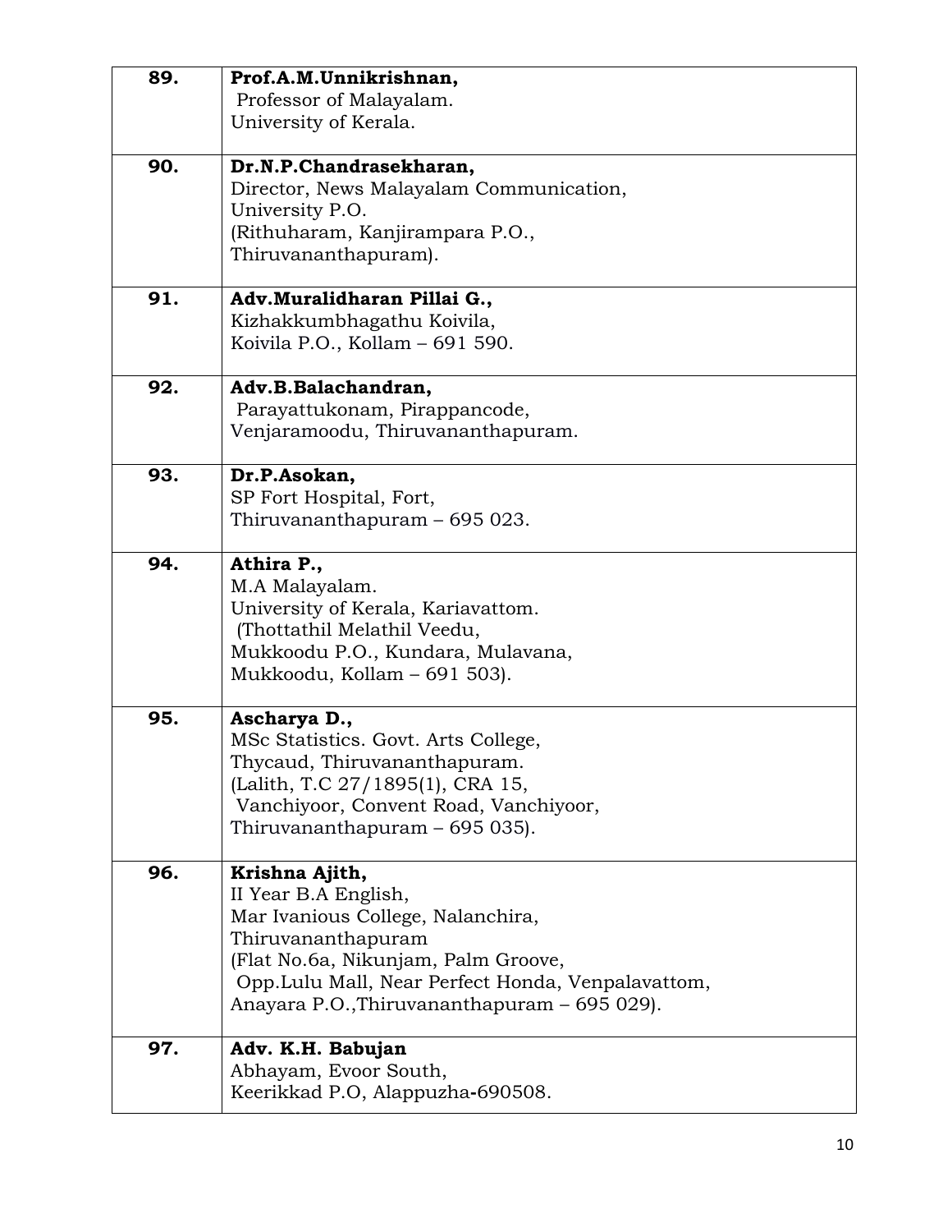| | |
|---|---|
| **89.** | **Prof.A.M.Unnikrishnan,**<br>Professor of Malayalam.<br>University of Kerala. |
| **90.** | **Dr.N.P.Chandrasekharan,**<br>Director, News Malayalam Communication,<br>University P.O.<br>(Rithuharam, Kanjirampara P.O.,<br>Thiruvananthapuram). |
| **91.** | **Adv.Muralidharan Pillai G.,**<br>Kizhakkumbhagathu Koivila,<br>Koivila P.O., Kollam – 691 590. |
| **92.** | **Adv.B.Balachandran,**<br>Parayattukonam, Pirappancode,<br>Venjaramoodu, Thiruvananthapuram. |
| **93.** | **Dr.P.Asokan,**<br>SP Fort Hospital, Fort,<br>Thiruvananthapuram – 695 023. |
| **94.** | **Athira P.,**<br>M.A Malayalam.<br>University of Kerala, Kariavattom.<br>(Thottathil Melathil Veedu,<br>Mukkoodu P.O., Kundara, Mulavana,<br>Mukkoodu, Kollam – 691 503). |
| **95.** | **Ascharya D.,**<br>MSc Statistics. Govt. Arts College,<br>Thycaud, Thiruvananthapuram.<br>(Lalith, T.C 27/1895(1), CRA 15,<br>Vanchiyoor, Convent Road, Vanchiyoor,<br>Thiruvananthapuram – 695 035). |
| **96.** | **Krishna Ajith,**<br>II Year B.A English,<br>Mar Ivanious College, Nalanchira,<br>Thiruvananthapuram<br>(Flat No.6a, Nikunjam, Palm Groove,<br>Opp.Lulu Mall, Near Perfect Honda, Venpalavattom,<br>Anayara P.O.,Thiruvananthapuram – 695 029). |
| **97.** | **Adv. K.H. Babujan**<br>Abhayam, Evoor South,<br>Keerikkad P.O, Alappuzha-690508. |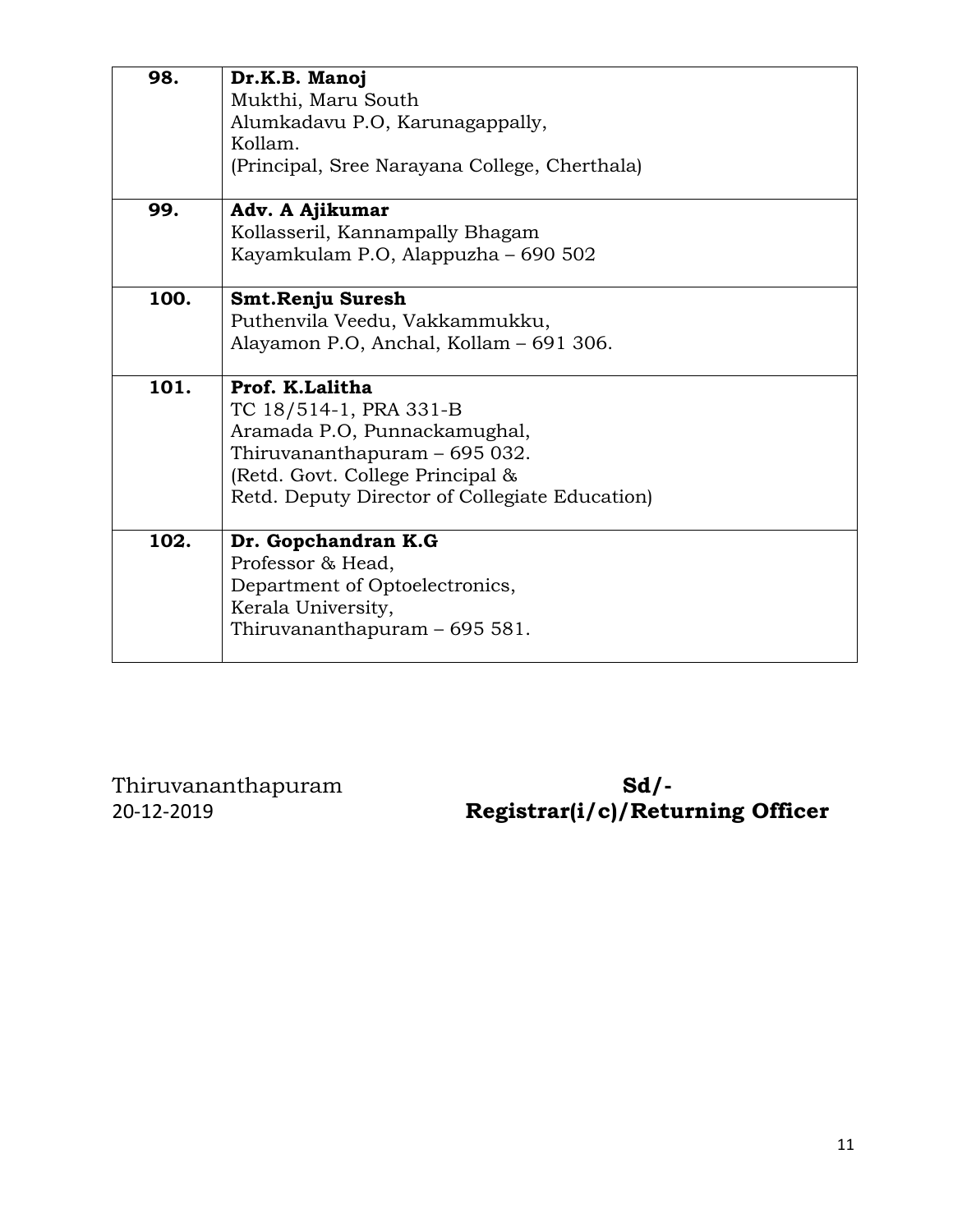| | |
|---|---|
| **98.** | **Dr.K.B. Manoj**<br>Mukthi, Maru South<br>Alumkadavu P.O, Karunagappally,<br>Kollam.<br>(Principal, Sree Narayana College, Cherthala) |
| **99.** | **Adv. A Ajikumar**<br>Kollasseril, Kannampally Bhagam<br>Kayamkulam P.O, Alappuzha – 690 502 |
| **100.** | **Smt.Renju Suresh**<br>Puthenvila Veedu, Vakkammukku,<br>Alayamon P.O, Anchal, Kollam – 691 306. |
| **101.** | **Prof. K.Lalitha**<br>TC 18/514-1, PRA 331-B<br>Aramada P.O, Punnackamughal,<br>Thiruvananthapuram – 695 032.<br>(Retd. Govt. College Principal &<br>Retd. Deputy Director of Collegiate Education) |
| **102.** | **Dr. Gopchandran K.G**<br>Professor & Head,<br>Department of Optoelectronics,<br>Kerala University,<br>Thiruvananthapuram – 695 581. |

Thiruvananthapuram
20-12-2019

**Sd/-**
**Registrar(i/c)/Returning Officer**